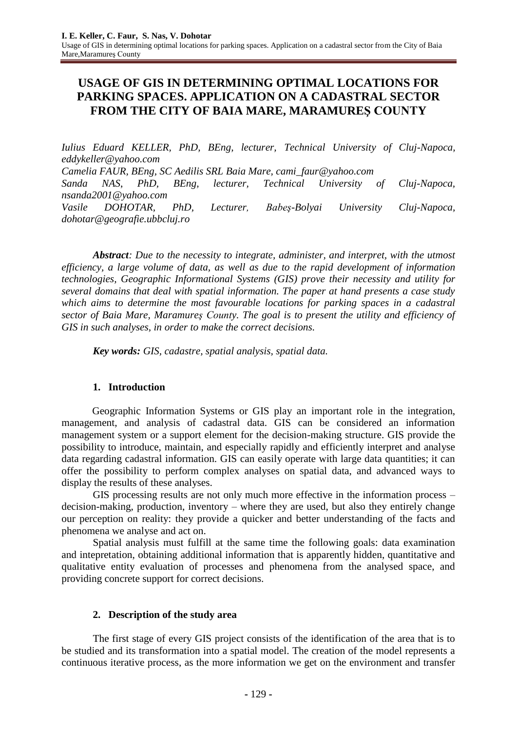# USAGE OF GIS IN DETERMINING OPTIMAL LOCATIONS FOR PARKING SPACES. APPLICATION ON A CADASTRAL SECTOR FROM THE CITY OF BAIA MARE, MARAMUREŞ COUNTY

*Iulius Eduard KELLER, PhD, BEng, lecturer, Technical University of Cluj-Napoca, eddykeller@yahoo.com*
*Camelia FAUR, BEng, SC Aedilis SRL Baia Mare, cami_faur@yahoo.com*
*Sanda NAS, PhD, BEng, lecturer, Technical University of Cluj-Napoca, nsanda2001@yahoo.com*
*Vasile DOHOTAR, PhD, Lecturer, Babeş-Bolyai University Cluj-Napoca, dohotar@geografie.ubbcluj.ro*

***Abstract**: Due to the necessity to integrate, administer, and interpret, with the utmost efficiency, a large volume of data, as well as due to the rapid development of information technologies, Geographic Informational Systems (GIS) prove their necessity and utility for several domains that deal with spatial information. The paper at hand presents a case study which aims to determine the most favourable locations for parking spaces in a cadastral sector of Baia Mare, Maramureş County. The goal is to present the utility and efficiency of GIS in such analyses, in order to make the correct decisions.*

***Key words:** GIS, cadastre, spatial analysis, spatial data.*

## 1. Introduction

Geographic Information Systems or GIS play an important role in the integration, management, and analysis of cadastral data. GIS can be considered an information management system or a support element for the decision-making structure. GIS provide the possibility to introduce, maintain, and especially rapidly and efficiently interpret and analyse data regarding cadastral information. GIS can easily operate with large data quantities; it can offer the possibility to perform complex analyses on spatial data, and advanced ways to display the results of these analyses.

GIS processing results are not only much more effective in the information process – decision-making, production, inventory – where they are used, but also they entirely change our perception on reality: they provide a quicker and better understanding of the facts and phenomena we analyse and act on.

Spatial analysis must fulfill at the same time the following goals: data examination and intepretation, obtaining additional information that is apparently hidden, quantitative and qualitative entity evaluation of processes and phenomena from the analysed space, and providing concrete support for correct decisions.

## 2. Description of the study area

The first stage of every GIS project consists of the identification of the area that is to be studied and its transformation into a spatial model. The creation of the model represents a continuous iterative process, as the more information we get on the environment and transfer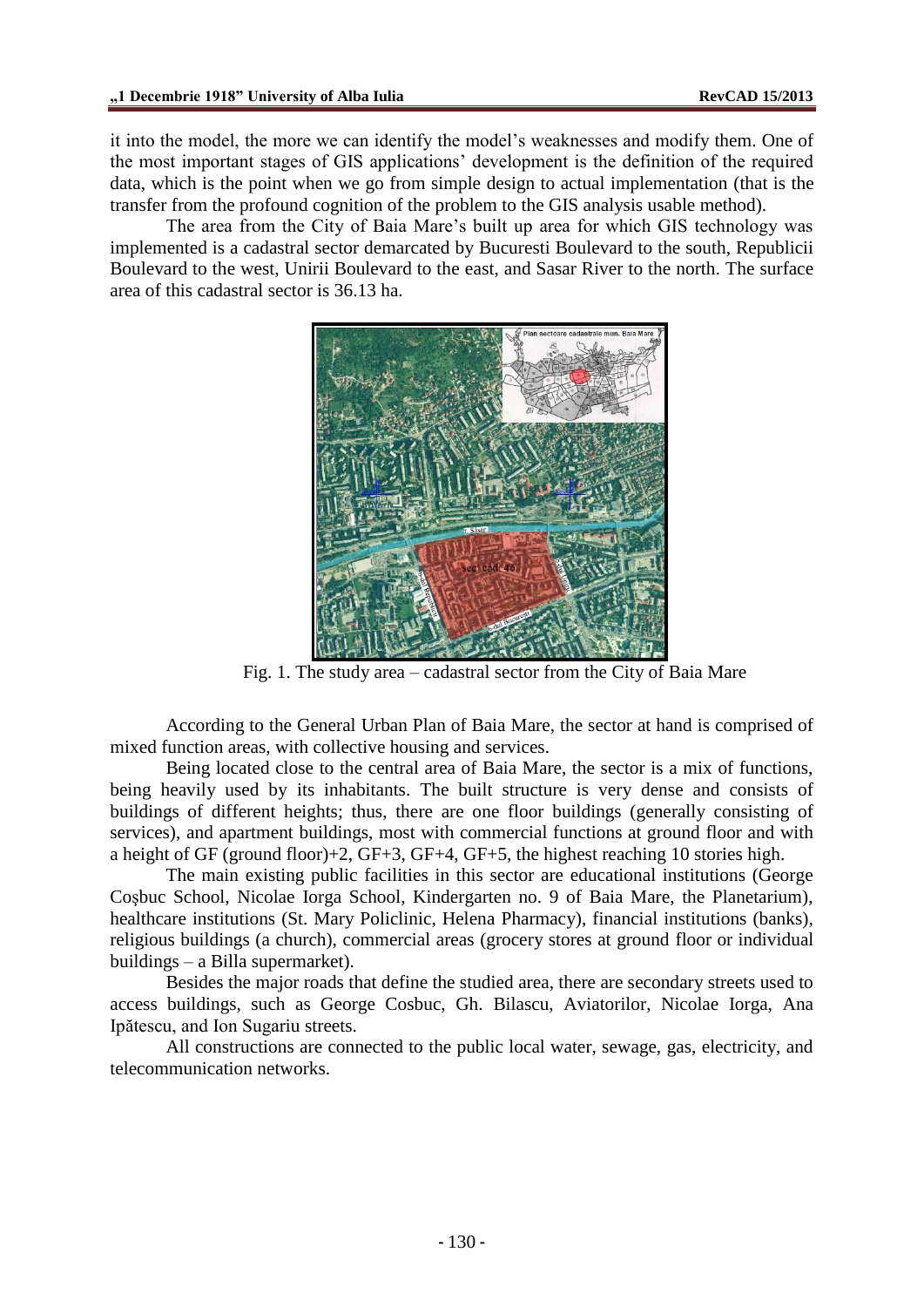it into the model, the more we can identify the model's weaknesses and modify them. One of the most important stages of GIS applications' development is the definition of the required data, which is the point when we go from simple design to actual implementation (that is the transfer from the profound cognition of the problem to the GIS analysis usable method).

The area from the City of Baia Mare's built up area for which GIS technology was implemented is a cadastral sector demarcated by Bucuresti Boulevard to the south, Republicii Boulevard to the west, Unirii Boulevard to the east, and Sasar River to the north. The surface area of this cadastral sector is 36.13 ha.

Fig. 1. The study area – cadastral sector from the City of Baia Mare

According to the General Urban Plan of Baia Mare, the sector at hand is comprised of mixed function areas, with collective housing and services.

Being located close to the central area of Baia Mare, the sector is a mix of functions, being heavily used by its inhabitants. The built structure is very dense and consists of buildings of different heights; thus, there are one floor buildings (generally consisting of services), and apartment buildings, most with commercial functions at ground floor and with a height of GF (ground floor)+2, GF+3, GF+4, GF+5, the highest reaching 10 stories high.

The main existing public facilities in this sector are educational institutions (George Coşbuc School, Nicolae Iorga School, Kindergarten no. 9 of Baia Mare, the Planetarium), healthcare institutions (St. Mary Policlinic, Helena Pharmacy), financial institutions (banks), religious buildings (a church), commercial areas (grocery stores at ground floor or individual buildings – a Billa supermarket).

Besides the major roads that define the studied area, there are secondary streets used to access buildings, such as George Cosbuc, Gh. Bilascu, Aviatorilor, Nicolae Iorga, Ana Ipătescu, and Ion Sugariu streets.

All constructions are connected to the public local water, sewage, gas, electricity, and telecommunication networks.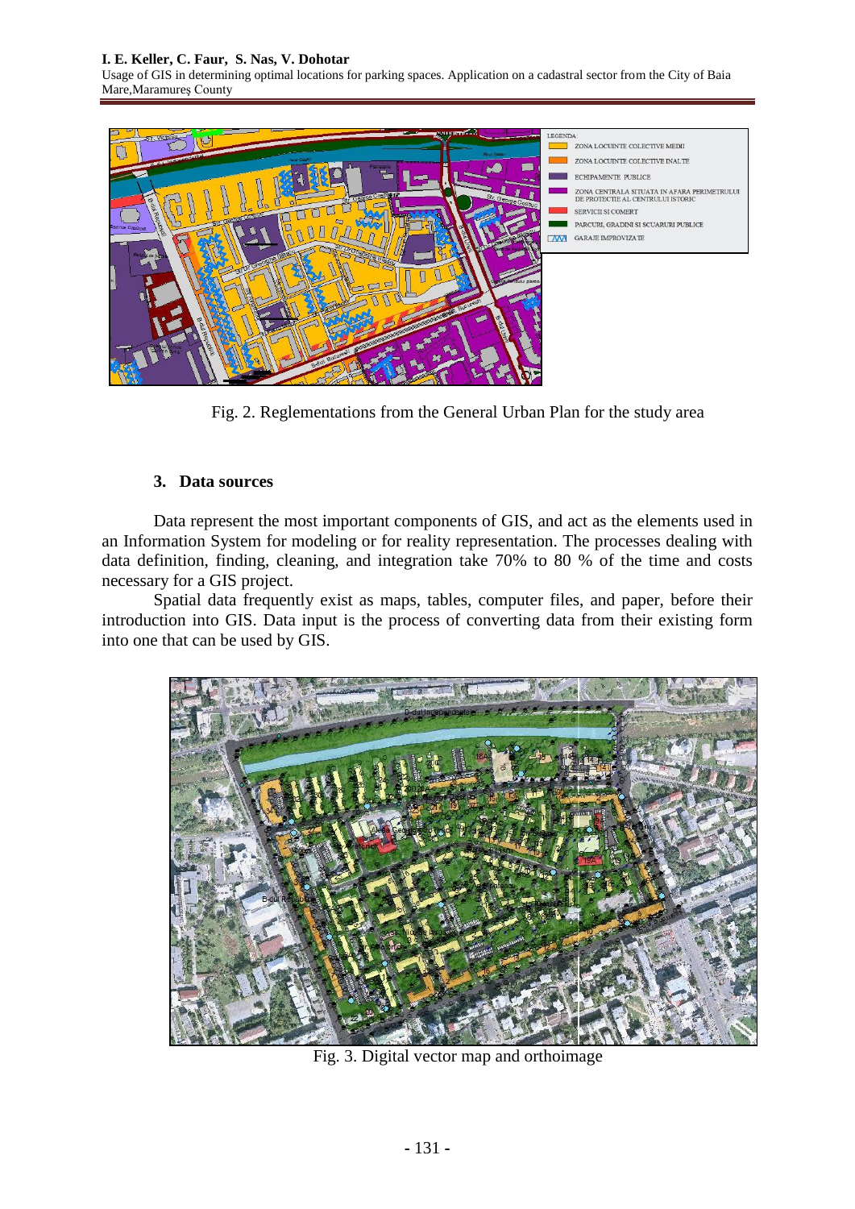Fig. 2. Reglementations from the General Urban Plan for the study area

## 3. Data sources

Data represent the most important components of GIS, and act as the elements used in an Information System for modeling or for reality representation. The processes dealing with data definition, finding, cleaning, and integration take 70% to 80 % of the time and costs necessary for a GIS project.

Spatial data frequently exist as maps, tables, computer files, and paper, before their introduction into GIS. Data input is the process of converting data from their existing form into one that can be used by GIS.

Fig. 3. Digital vector map and orthoimage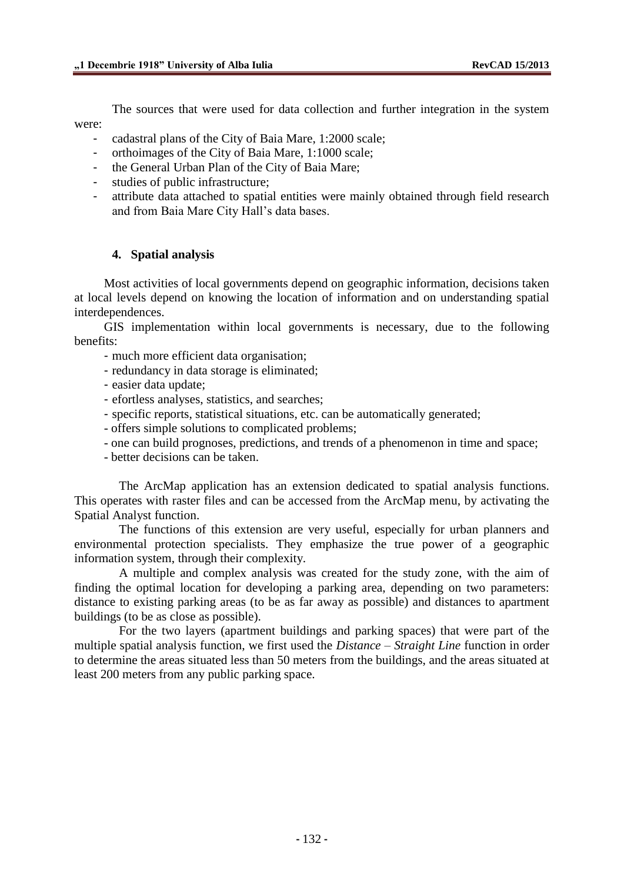The sources that were used for data collection and further integration in the system were:

- cadastral plans of the City of Baia Mare, 1:2000 scale;
- orthoimages of the City of Baia Mare, 1:1000 scale;
- the General Urban Plan of the City of Baia Mare;
- studies of public infrastructure;
- attribute data attached to spatial entities were mainly obtained through field research and from Baia Mare City Hall's data bases.

## 4. Spatial analysis

Most activities of local governments depend on geographic information, decisions taken at local levels depend on knowing the location of information and on understanding spatial interdependences.

GIS implementation within local governments is necessary, due to the following benefits:

- much more efficient data organisation;
- redundancy in data storage is eliminated;
- easier data update;
- efortless analyses, statistics, and searches;
- specific reports, statistical situations, etc. can be automatically generated;
- offers simple solutions to complicated problems;
- one can build prognoses, predictions, and trends of a phenomenon in time and space;
- better decisions can be taken.

The ArcMap application has an extension dedicated to spatial analysis functions. This operates with raster files and can be accessed from the ArcMap menu, by activating the Spatial Analyst function.

The functions of this extension are very useful, especially for urban planners and environmental protection specialists. They emphasize the true power of a geographic information system, through their complexity.

A multiple and complex analysis was created for the study zone, with the aim of finding the optimal location for developing a parking area, depending on two parameters: distance to existing parking areas (to be as far away as possible) and distances to apartment buildings (to be as close as possible).

For the two layers (apartment buildings and parking spaces) that were part of the multiple spatial analysis function, we first used the *Distance – Straight Line* function in order to determine the areas situated less than 50 meters from the buildings, and the areas situated at least 200 meters from any public parking space.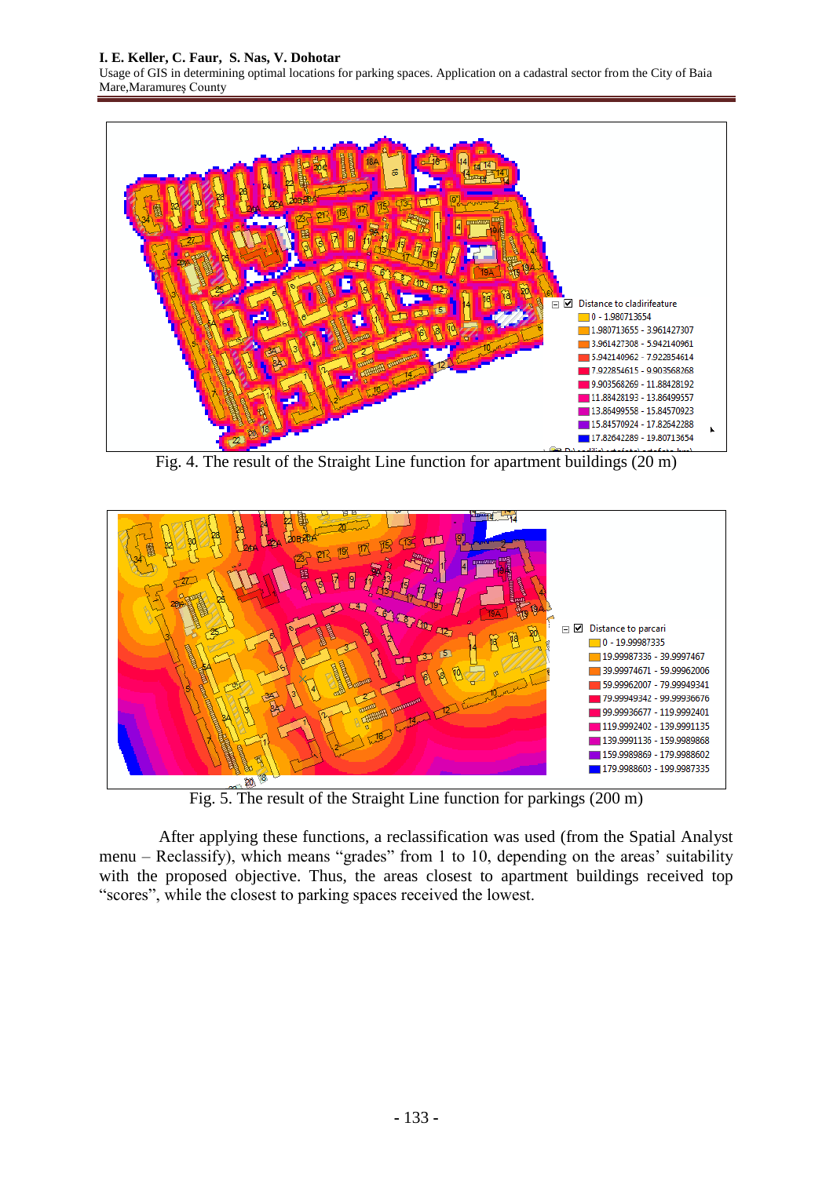Fig. 4. The result of the Straight Line function for apartment buildings (20 m)

Fig. 5. The result of the Straight Line function for parkings (200 m)

After applying these functions, a reclassification was used (from the Spatial Analyst menu – Reclassify), which means “grades” from 1 to 10, depending on the areas’ suitability with the proposed objective. Thus, the areas closest to apartment buildings received top “scores”, while the closest to parking spaces received the lowest.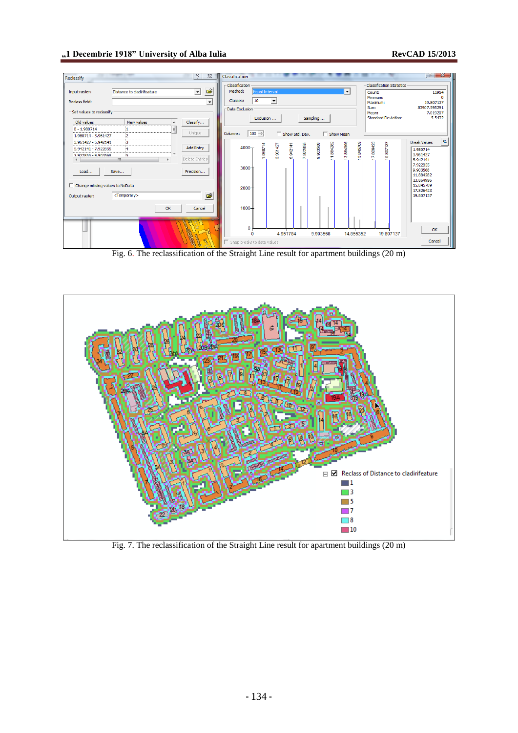Fig. 6. The reclassification of the Straight Line result for apartment buildings (20 m)

Fig. 7. The reclassification of the Straight Line result for apartment buildings (20 m)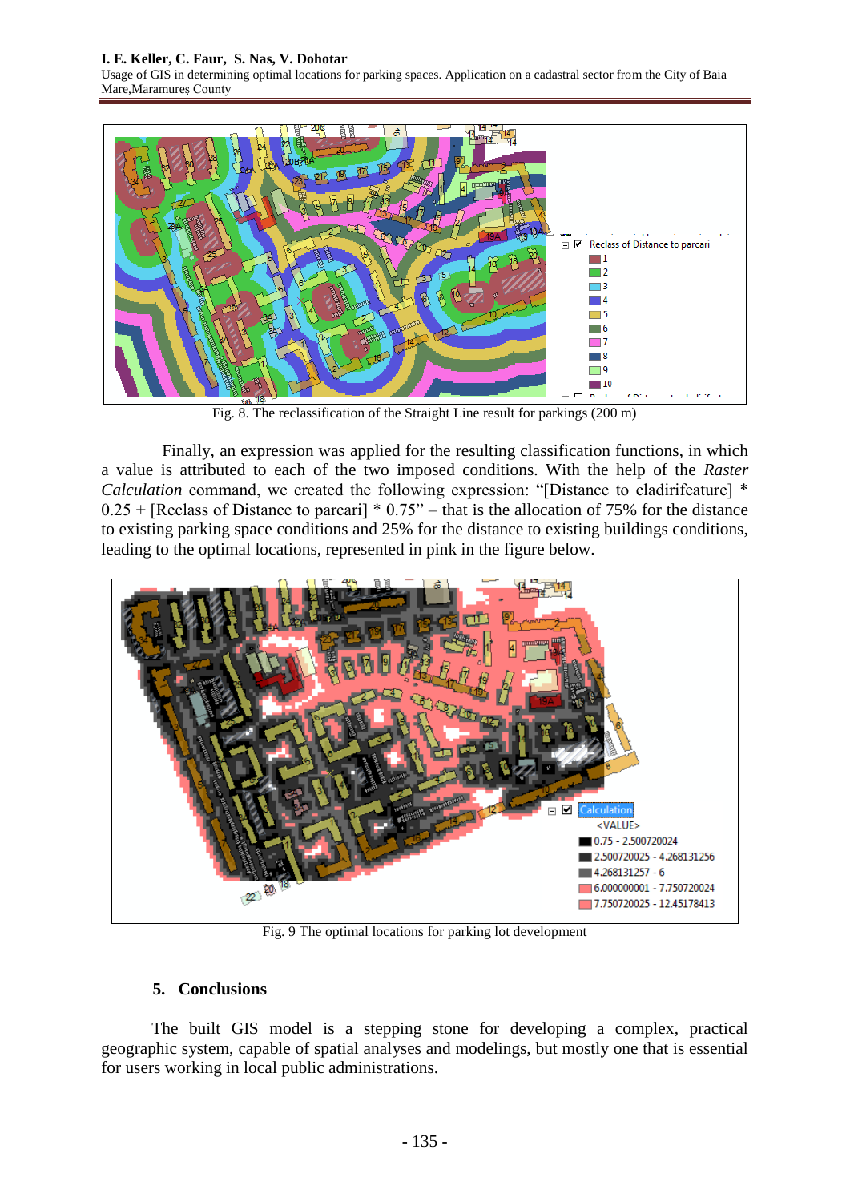Fig. 8. The reclassification of the Straight Line result for parkings (200 m)

Finally, an expression was applied for the resulting classification functions, in which a value is attributed to each of the two imposed conditions. With the help of the *Raster Calculation* command, we created the following expression: "[Distance to cladirifeature] * 0.25 + [Reclass of Distance to parcari] * 0.75" – that is the allocation of 75% for the distance to existing parking space conditions and 25% for the distance to existing buildings conditions, leading to the optimal locations, represented in pink in the figure below.

Fig. 9 The optimal locations for parking lot development

## 5. Conclusions

The built GIS model is a stepping stone for developing a complex, practical geographic system, capable of spatial analyses and modelings, but mostly one that is essential for users working in local public administrations.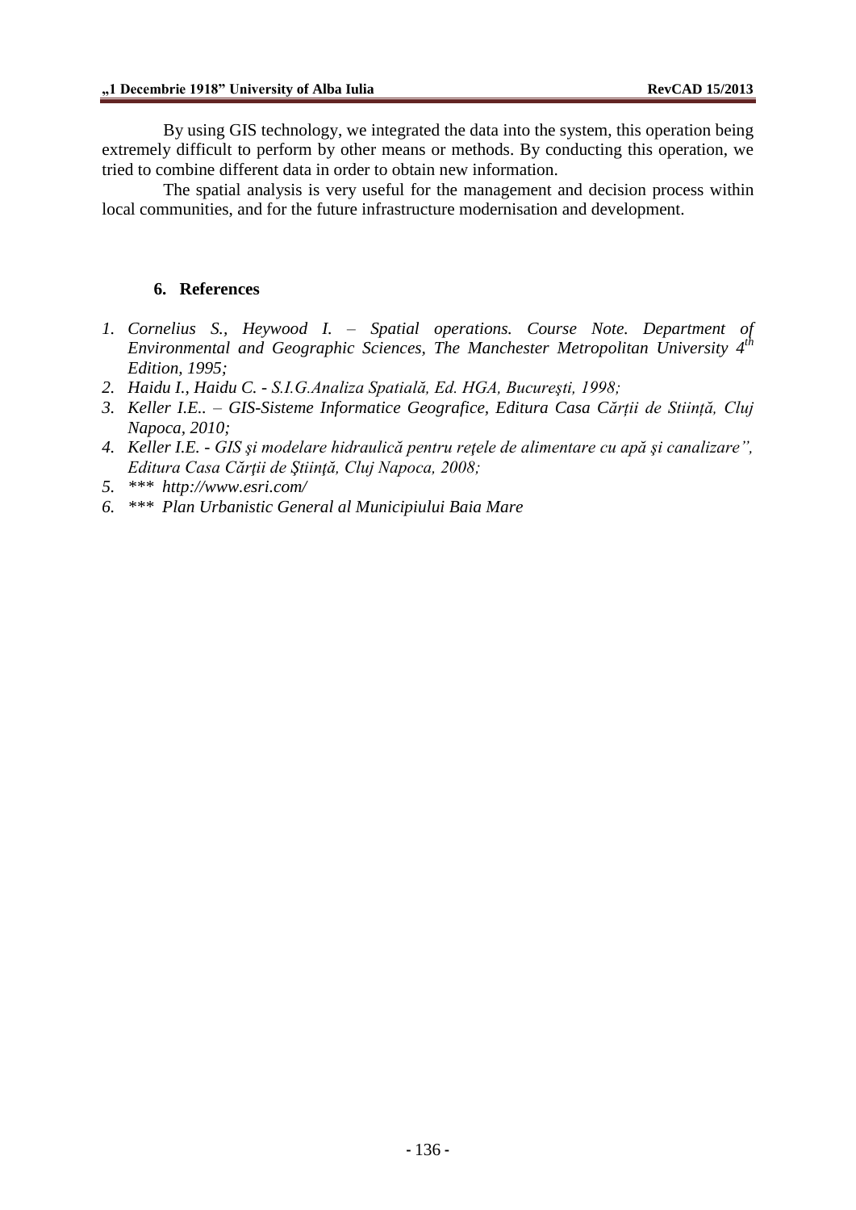By using GIS technology, we integrated the data into the system, this operation being extremely difficult to perform by other means or methods. By conducting this operation, we tried to combine different data in order to obtain new information.

The spatial analysis is very useful for the management and decision process within local communities, and for the future infrastructure modernisation and development.

## 6. References

1. *Cornelius S., Heywood I. – Spatial operations. Course Note. Department of Environmental and Geographic Sciences, The Manchester Metropolitan University 4th Edition, 1995;*
2. *Haidu I., Haidu C. - S.I.G.Analiza Spatială, Ed. HGA, Bucureşti, 1998;*
3. *Keller I.E.. – GIS-Sisteme Informatice Geografice, Editura Casa Cărții de Stiință, Cluj Napoca, 2010;*
4. *Keller I.E. - GIS şi modelare hidraulică pentru reţele de alimentare cu apă şi canalizare", Editura Casa Cărţii de Ştiinţă, Cluj Napoca, 2008;*
5. *\*\*\* http://www.esri.com/*
6. *\*\*\* Plan Urbanistic General al Municipiului Baia Mare*